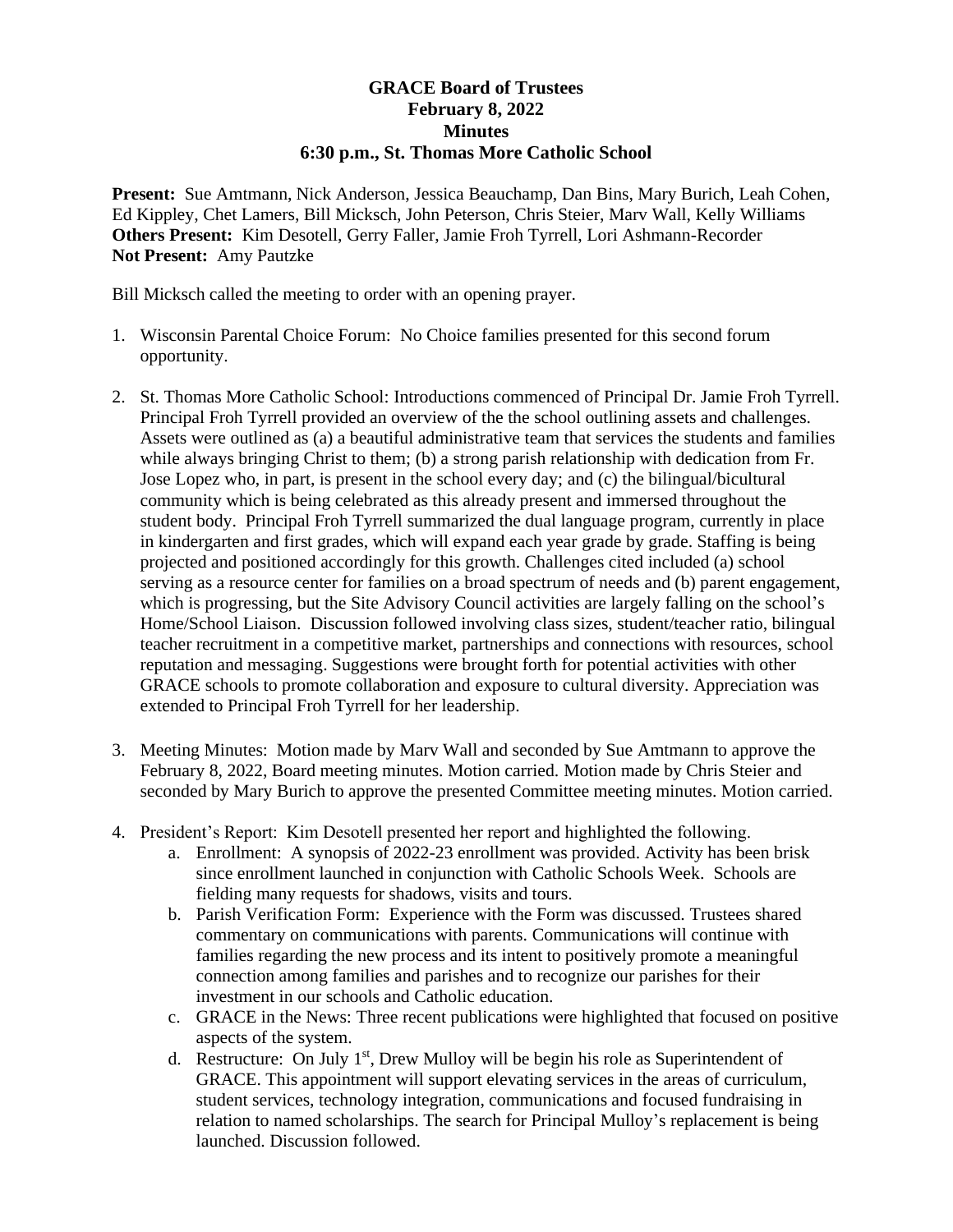# GRACE Board of Trustees
## February 8, 2022
## Minutes
## 6:30 p.m., St. Thomas More Catholic School

**Present:** Sue Amtmann, Nick Anderson, Jessica Beauchamp, Dan Bins, Mary Burich, Leah Cohen, Ed Kippley, Chet Lamers, Bill Micksch, John Peterson, Chris Steier, Marv Wall, Kelly Williams
**Others Present:** Kim Desotell, Gerry Faller, Jamie Froh Tyrrell, Lori Ashmann-Recorder
**Not Present:** Amy Pautzke

Bill Micksch called the meeting to order with an opening prayer.

1. Wisconsin Parental Choice Forum: No Choice families presented for this second forum opportunity.

2. St. Thomas More Catholic School: Introductions commenced of Principal Dr. Jamie Froh Tyrrell. Principal Froh Tyrrell provided an overview of the the school outlining assets and challenges. Assets were outlined as (a) a beautiful administrative team that services the students and families while always bringing Christ to them; (b) a strong parish relationship with dedication from Fr. Jose Lopez who, in part, is present in the school every day; and (c) the bilingual/bicultural community which is being celebrated as this already present and immersed throughout the student body. Principal Froh Tyrrell summarized the dual language program, currently in place in kindergarten and first grades, which will expand each year grade by grade. Staffing is being projected and positioned accordingly for this growth. Challenges cited included (a) school serving as a resource center for families on a broad spectrum of needs and (b) parent engagement, which is progressing, but the Site Advisory Council activities are largely falling on the school's Home/School Liaison. Discussion followed involving class sizes, student/teacher ratio, bilingual teacher recruitment in a competitive market, partnerships and connections with resources, school reputation and messaging. Suggestions were brought forth for potential activities with other GRACE schools to promote collaboration and exposure to cultural diversity. Appreciation was extended to Principal Froh Tyrrell for her leadership.

3. Meeting Minutes: Motion made by Marv Wall and seconded by Sue Amtmann to approve the February 8, 2022, Board meeting minutes. Motion carried. Motion made by Chris Steier and seconded by Mary Burich to approve the presented Committee meeting minutes. Motion carried.

4. President's Report: Kim Desotell presented her report and highlighted the following.
   a. Enrollment: A synopsis of 2022-23 enrollment was provided. Activity has been brisk since enrollment launched in conjunction with Catholic Schools Week. Schools are fielding many requests for shadows, visits and tours.
   b. Parish Verification Form: Experience with the Form was discussed. Trustees shared commentary on communications with parents. Communications will continue with families regarding the new process and its intent to positively promote a meaningful connection among families and parishes and to recognize our parishes for their investment in our schools and Catholic education.
   c. GRACE in the News: Three recent publications were highlighted that focused on positive aspects of the system.
   d. Restructure: On July 1st, Drew Mulloy will be begin his role as Superintendent of GRACE. This appointment will support elevating services in the areas of curriculum, student services, technology integration, communications and focused fundraising in relation to named scholarships. The search for Principal Mulloy's replacement is being launched. Discussion followed.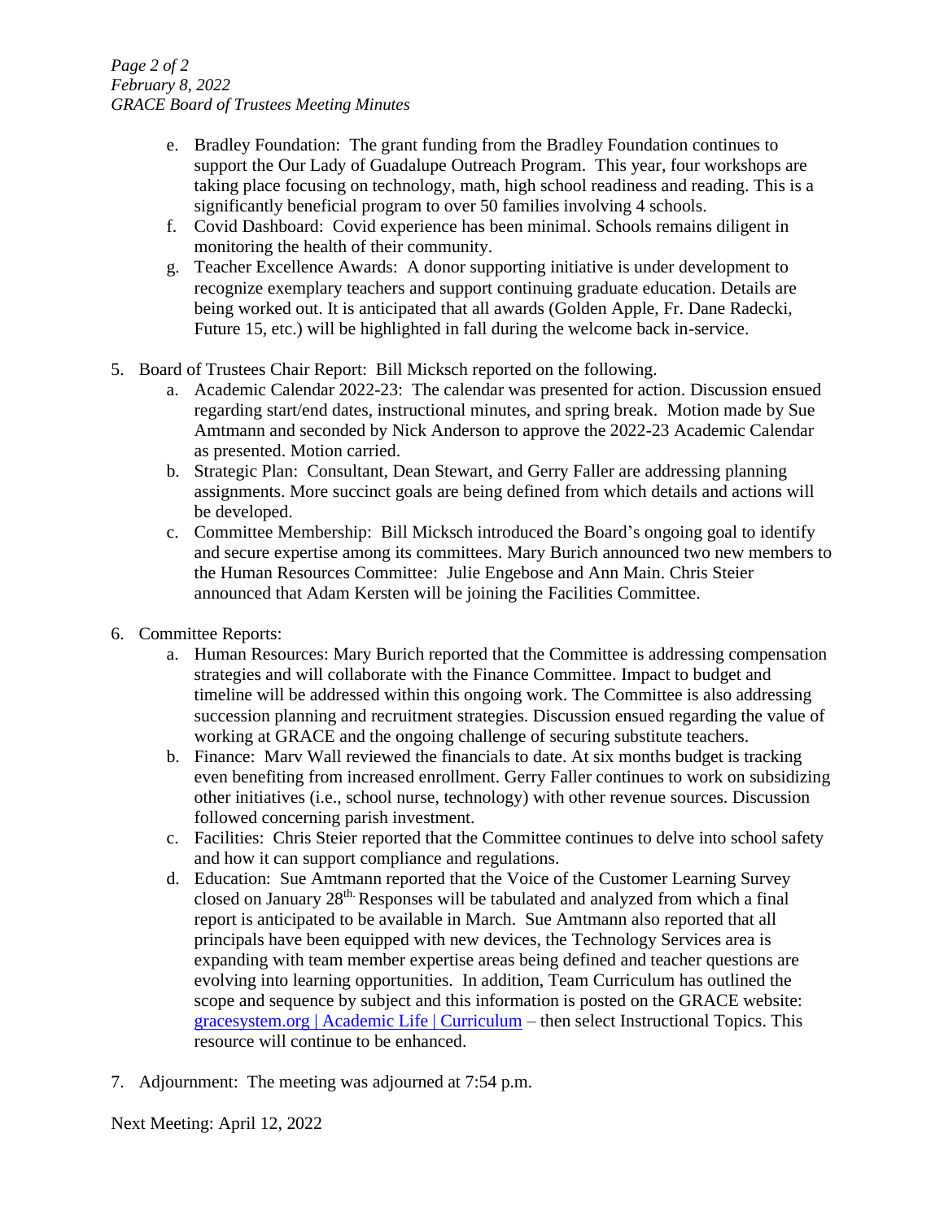e. Bradley Foundation: The grant funding from the Bradley Foundation continues to support the Our Lady of Guadalupe Outreach Program. This year, four workshops are taking place focusing on technology, math, high school readiness and reading. This is a significantly beneficial program to over 50 families involving 4 schools.
f. Covid Dashboard: Covid experience has been minimal. Schools remains diligent in monitoring the health of their community.
g. Teacher Excellence Awards: A donor supporting initiative is under development to recognize exemplary teachers and support continuing graduate education. Details are being worked out. It is anticipated that all awards (Golden Apple, Fr. Dane Radecki, Future 15, etc.) will be highlighted in fall during the welcome back in-service.

5. Board of Trustees Chair Report: Bill Micksch reported on the following.
   a. Academic Calendar 2022-23: The calendar was presented for action. Discussion ensued regarding start/end dates, instructional minutes, and spring break. Motion made by Sue Amtmann and seconded by Nick Anderson to approve the 2022-23 Academic Calendar as presented. Motion carried.
   b. Strategic Plan: Consultant, Dean Stewart, and Gerry Faller are addressing planning assignments. More succinct goals are being defined from which details and actions will be developed.
   c. Committee Membership: Bill Micksch introduced the Board's ongoing goal to identify and secure expertise among its committees. Mary Burich announced two new members to the Human Resources Committee: Julie Engebose and Ann Main. Chris Steier announced that Adam Kersten will be joining the Facilities Committee.

6. Committee Reports:
   a. Human Resources: Mary Burich reported that the Committee is addressing compensation strategies and will collaborate with the Finance Committee. Impact to budget and timeline will be addressed within this ongoing work. The Committee is also addressing succession planning and recruitment strategies. Discussion ensued regarding the value of working at GRACE and the ongoing challenge of securing substitute teachers.
   b. Finance: Marv Wall reviewed the financials to date. At six months budget is tracking even benefiting from increased enrollment. Gerry Faller continues to work on subsidizing other initiatives (i.e., school nurse, technology) with other revenue sources. Discussion followed concerning parish investment.
   c. Facilities: Chris Steier reported that the Committee continues to delve into school safety and how it can support compliance and regulations.
   d. Education: Sue Amtmann reported that the Voice of the Customer Learning Survey closed on January 28th. Responses will be tabulated and analyzed from which a final report is anticipated to be available in March. Sue Amtmann also reported that all principals have been equipped with new devices, the Technology Services area is expanding with team member expertise areas being defined and teacher questions are evolving into learning opportunities. In addition, Team Curriculum has outlined the scope and sequence by subject and this information is posted on the GRACE website: gracesystem.org | Academic Life | Curriculum – then select Instructional Topics. This resource will continue to be enhanced.

7. Adjournment: The meeting was adjourned at 7:54 p.m.

Next Meeting: April 12, 2022